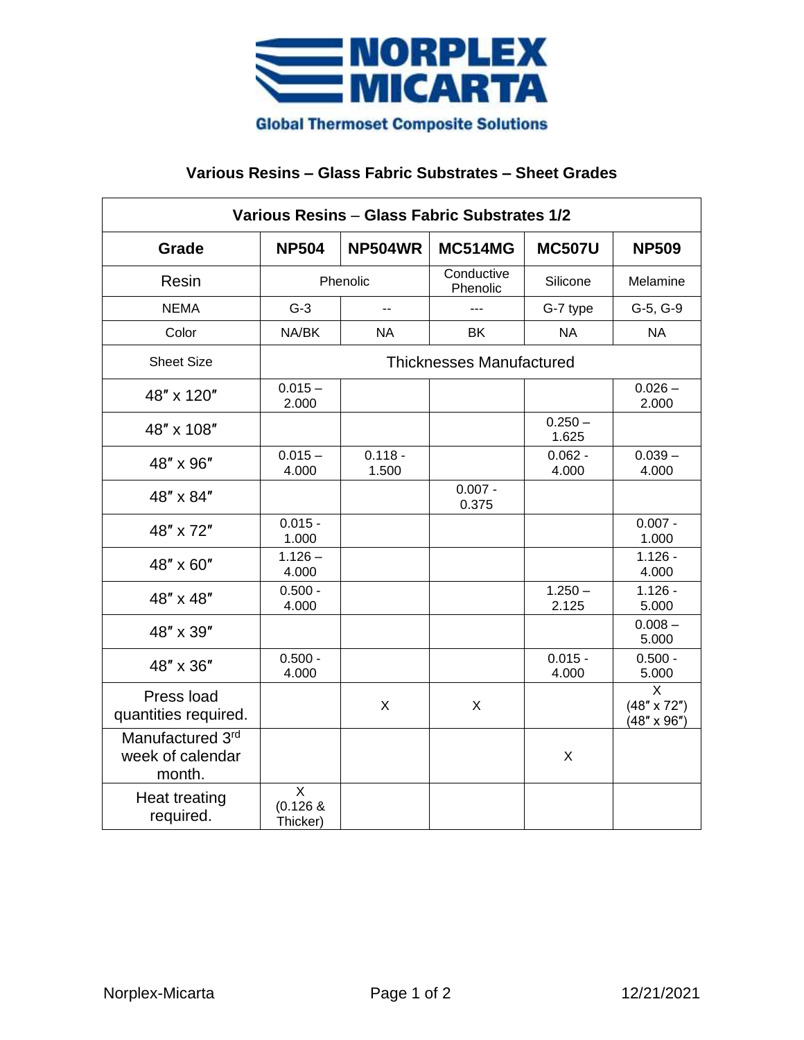**NORPLEX MICARTA**

**Global Thermoset Composite Solutions**

## Various Resins – Glass Fabric Substrates – Sheet Grades

| Various Resins – Glass Fabric Substrates 1/2 | | | | | |
|---|---|---|---|---|---|
| **Grade** | **NP504** | **NP504WR** | **MC514MG** | **MC507U** | **NP509** |
| Resin | Phenolic | | Conductive Phenolic | Silicone | Melamine |
| NEMA | G-3 | -- | --- | G-7 type | G-5, G-9 |
| Color | NA/BK | NA | BK | NA | NA |
| Sheet Size | Thicknesses Manufactured | | | | |
| 48″ x 120″ | 0.015 – 2.000 | | | | 0.026 – 2.000 |
| 48″ x 108″ | | | | 0.250 – 1.625 | |
| 48″ x 96″ | 0.015 – 4.000 | 0.118 - 1.500 | | 0.062 - 4.000 | 0.039 – 4.000 |
| 48″ x 84″ | | | 0.007 - 0.375 | | |
| 48″ x 72″ | 0.015 - 1.000 | | | | 0.007 - 1.000 |
| 48″ x 60″ | 1.126 – 4.000 | | | | 1.126 - 4.000 |
| 48″ x 48″ | 0.500 - 4.000 | | | 1.250 – 2.125 | 1.126 - 5.000 |
| 48″ x 39″ | | | | | 0.008 – 5.000 |
| 48″ x 36″ | 0.500 - 4.000 | | | 0.015 - 4.000 | 0.500 - 5.000 |
| Press load quantities required. | | X | X | | X (48″ x 72″) (48″ x 96″) |
| Manufactured 3rd week of calendar month. | | | | X | |
| Heat treating required. | X (0.126 & Thicker) | | | | |

Norplex-Micarta 12/21/2021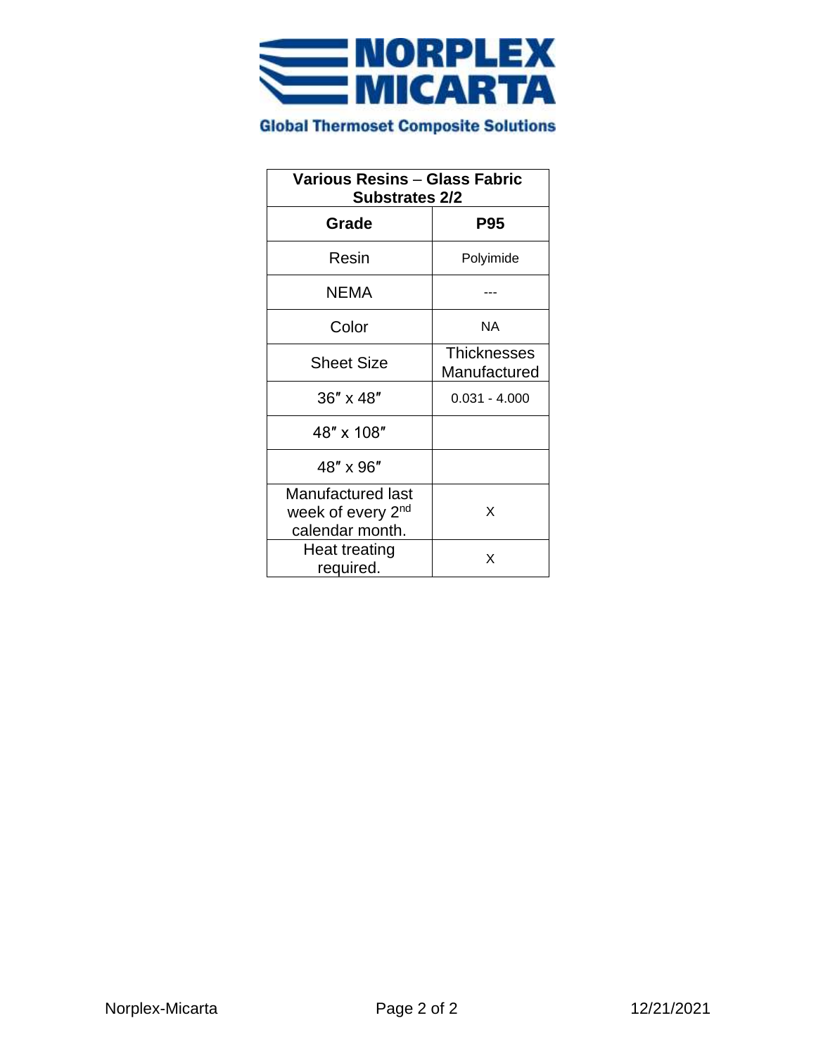**NORPLEX MICARTA**

**Global Thermoset Composite Solutions**

| Various Resins – Glass Fabric Substrates 2/2 | |
|---|---|
| **Grade** | **P95** |
| Resin | Polyimide |
| NEMA | --- |
| Color | NA |
| Sheet Size | Thicknesses Manufactured |
| 36″ x 48″ | 0.031 - 4.000 |
| 48″ x 108″ | |
| 48″ x 96″ | |
| Manufactured last week of every 2nd calendar month. | X |
| Heat treating required. | X |